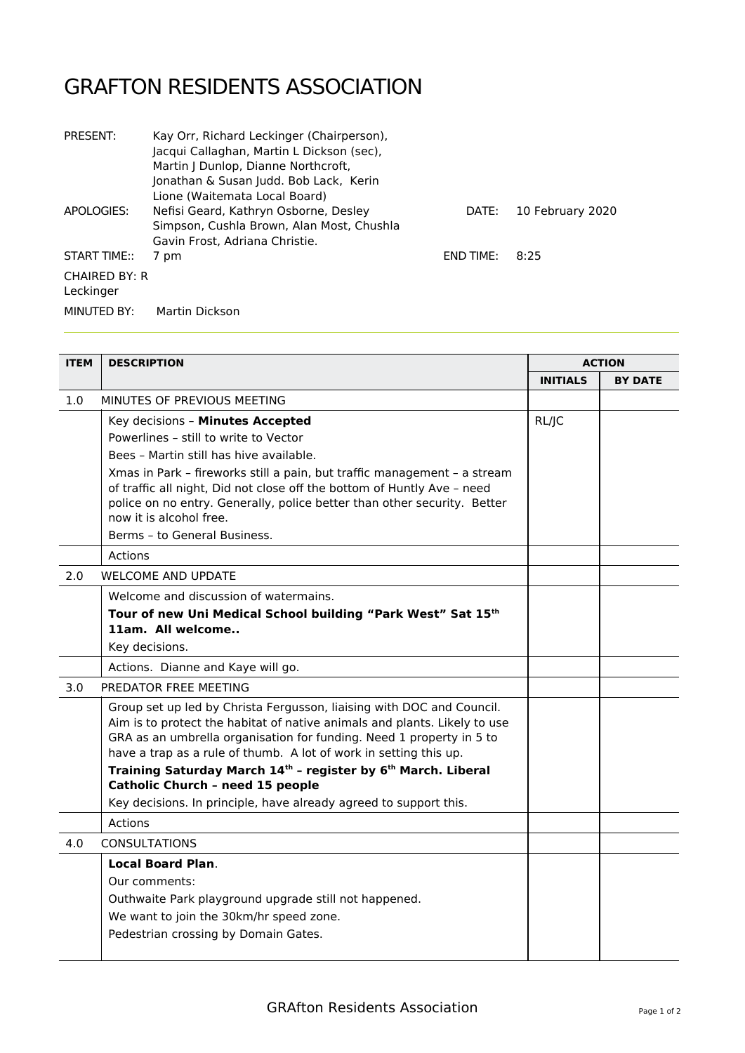# GRAFTON RESIDENTS ASSOCIATION

| | | | |
|---|---|---|---|
| PRESENT: | Kay Orr, Richard Leckinger (Chairperson), Jacqui Callaghan, Martin L Dickson (sec), Martin J Dunlop, Dianne Northcroft, Jonathan & Susan Judd. Bob Lack, Kerin Lione (Waitemata Local Board) | | |
| APOLOGIES: | Nefisi Geard, Kathryn Osborne, Desley Simpson, Cushla Brown, Alan Most, Chushla Gavin Frost, Adriana Christie. | DATE: | 10 February 2020 |
| START TIME:: | 7 pm | END TIME: | 8:25 |
| CHAIRED BY: R Leckinger | | | |
| MINUTED BY: | Martin Dickson | | |

| ITEM | DESCRIPTION | ACTION | |
|---|---|---|---|
| | | INITIALS | BY DATE |
| 1.0 | MINUTES OF PREVIOUS MEETING | | |
| | Key decisions – **Minutes Accepted**<br>Powerlines – still to write to Vector<br>Bees – Martin still has hive available.<br>Xmas in Park – fireworks still a pain, but traffic management – a stream of traffic all night, Did not close off the bottom of Huntly Ave – need police on no entry. Generally, police better than other security. Better now it is alcohol free.<br>Berms – to General Business. | RL/JC | |
| | Actions | | |
| 2.0 | WELCOME AND UPDATE | | |
| | Welcome and discussion of watermains.<br>**Tour of new Uni Medical School building "Park West" Sat 15th 11am. All welcome..**<br>Key decisions. | | |
| | Actions. Dianne and Kaye will go. | | |
| 3.0 | PREDATOR FREE MEETING | | |
| | Group set up led by Christa Fergusson, liaising with DOC and Council. Aim is to protect the habitat of native animals and plants. Likely to use GRA as an umbrella organisation for funding. Need 1 property in 5 to have a trap as a rule of thumb. A lot of work in setting this up.<br>**Training Saturday March 14th – register by 6th March. Liberal Catholic Church – need 15 people**<br>Key decisions. In principle, have already agreed to support this. | | |
| | Actions | | |
| 4.0 | CONSULTATIONS | | |
| | **Local Board Plan**.<br>Our comments:<br>Outhwaite Park playground upgrade still not happened.<br>We want to join the 30km/hr speed zone.<br>Pedestrian crossing by Domain Gates. | | |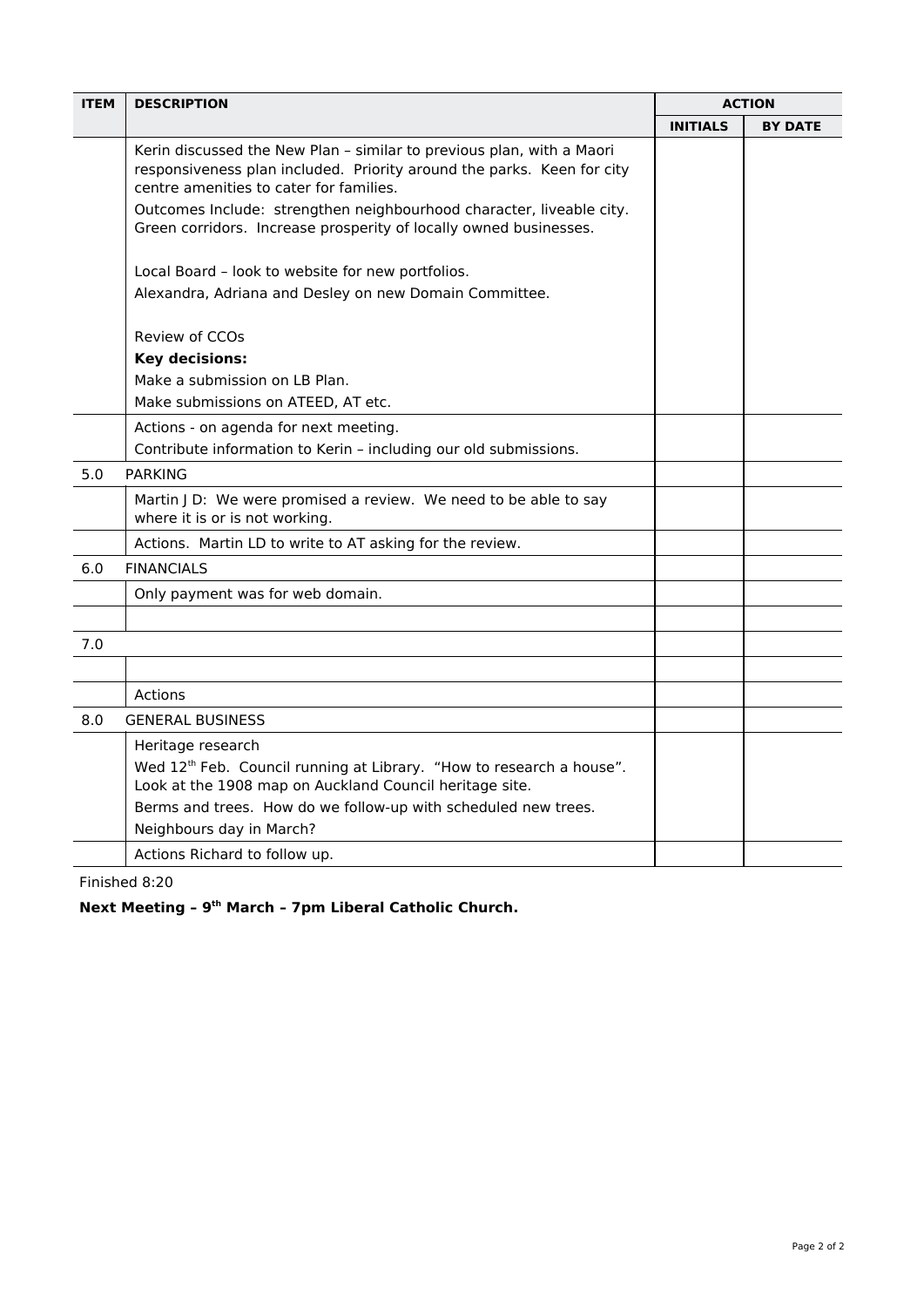| ITEM | DESCRIPTION | ACTION | |
|---|---|---|---|
| | | INITIALS | BY DATE |
| | Kerin discussed the New Plan – similar to previous plan, with a Maori responsiveness plan included. Priority around the parks. Keen for city centre amenities to cater for families.<br>Outcomes Include: strengthen neighbourhood character, liveable city. Green corridors. Increase prosperity of locally owned businesses.<br><br>Local Board – look to website for new portfolios.<br>Alexandra, Adriana and Desley on new Domain Committee.<br><br>Review of CCOs<br>**Key decisions:**<br>Make a submission on LB Plan.<br>Make submissions on ATEED, AT etc. | | |
| | Actions - on agenda for next meeting.<br>Contribute information to Kerin – including our old submissions. | | |
| 5.0 | PARKING | | |
| | Martin J D: We were promised a review. We need to be able to say where it is or is not working. | | |
| | Actions. Martin LD to write to AT asking for the review. | | |
| 6.0 | FINANCIALS | | |
| | Only payment was for web domain. | | |
| | | | |
| 7.0 | | | |
| | | | |
| | Actions | | |
| 8.0 | GENERAL BUSINESS | | |
| | Heritage research<br>Wed 12th Feb. Council running at Library. "How to research a house". Look at the 1908 map on Auckland Council heritage site.<br>Berms and trees. How do we follow-up with scheduled new trees.<br>Neighbours day in March? | | |
| | Actions Richard to follow up. | | |

Finished 8:20

**Next Meeting – 9th March – 7pm Liberal Catholic Church.**